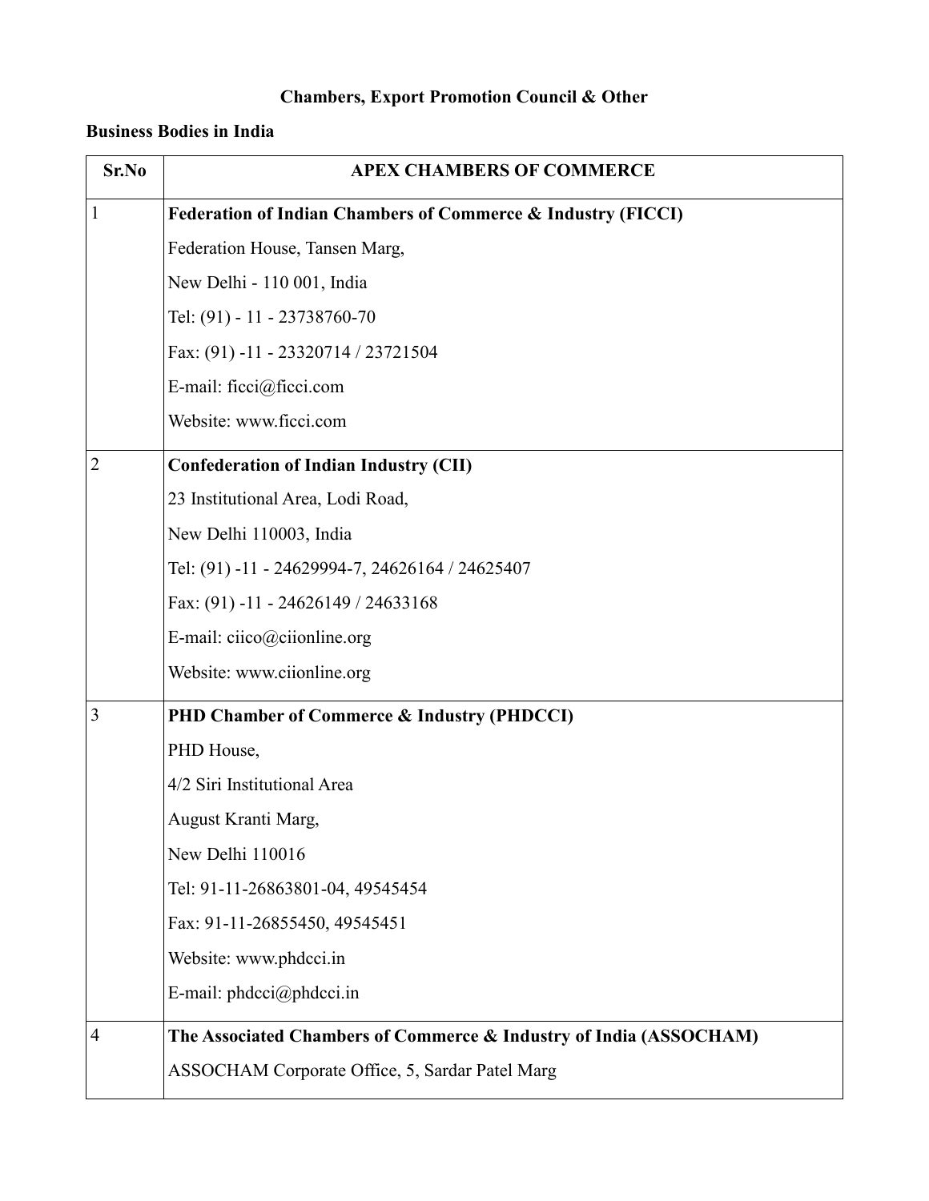**Chambers, Export Promotion Council & Other**

**Business Bodies in India**

| Sr.No | APEX CHAMBERS OF COMMERCE |
|---|---|
| 1 | **Federation of Indian Chambers of Commerce & Industry (FICCI)**<br>Federation House, Tansen Marg,<br>New Delhi - 110 001, India<br>Tel: (91) - 11 - 23738760-70<br>Fax: (91) -11 - 23320714 / 23721504<br>E-mail: ficci@ficci.com<br>Website: www.ficci.com |
| 2 | **Confederation of Indian Industry (CII)**<br>23 Institutional Area, Lodi Road,<br>New Delhi 110003, India<br>Tel: (91) -11 - 24629994-7, 24626164 / 24625407<br>Fax: (91) -11 - 24626149 / 24633168<br>E-mail: ciico@ciionline.org<br>Website: www.ciionline.org |
| 3 | **PHD Chamber of Commerce & Industry (PHDCCI)**<br>PHD House,<br>4/2 Siri Institutional Area<br>August Kranti Marg,<br>New Delhi 110016<br>Tel: 91-11-26863801-04, 49545454<br>Fax: 91-11-26855450, 49545451<br>Website: www.phdcci.in<br>E-mail: phdcci@phdcci.in |
| 4 | **The Associated Chambers of Commerce & Industry of India (ASSOCHAM)**<br>ASSOCHAM Corporate Office, 5, Sardar Patel Marg |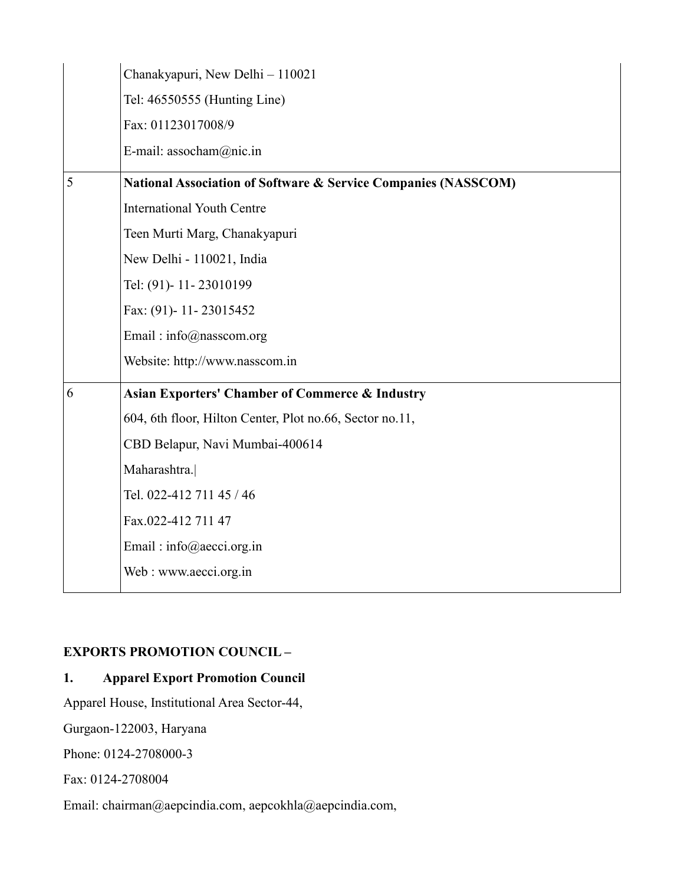| | |
|---|---|
| | Chanakyapuri, New Delhi – 110021<br>Tel: 46550555 (Hunting Line)<br>Fax: 01123017008/9<br>E-mail: assocham@nic.in |
| 5 | **National Association of Software & Service Companies (NASSCOM)**<br>International Youth Centre<br>Teen Murti Marg, Chanakyapuri<br>New Delhi - 110021, India<br>Tel: (91)- 11- 23010199<br>Fax: (91)- 11- 23015452<br>Email : info@nasscom.org<br>Website: http://www.nasscom.in |
| 6 | **Asian Exporters' Chamber of Commerce & Industry**<br>604, 6th floor, Hilton Center, Plot no.66, Sector no.11,<br>CBD Belapur, Navi Mumbai-400614<br>Maharashtra.\|<br>Tel. 022-412 711 45 / 46<br>Fax.022-412 711 47<br>Email : info@aecci.org.in<br>Web : www.aecci.org.in |

**EXPORTS PROMOTION COUNCIL –**

**1. Apparel Export Promotion Council**

Apparel House, Institutional Area Sector-44,

Gurgaon-122003, Haryana

Phone: 0124-2708000-3

Fax: 0124-2708004

Email: chairman@aepcindia.com, aepcokhla@aepcindia.com,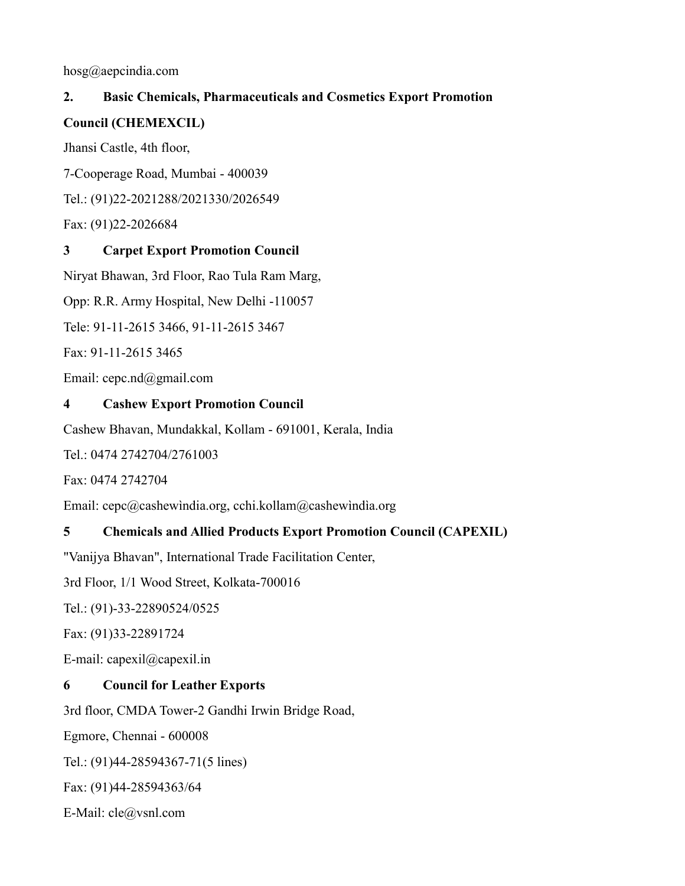hosg@aepcindia.com

**2. Basic Chemicals, Pharmaceuticals and Cosmetics Export Promotion Council (CHEMEXCIL)**

Jhansi Castle, 4th floor,

7-Cooperage Road, Mumbai - 400039

Tel.: (91)22-2021288/2021330/2026549

Fax: (91)22-2026684

**3 Carpet Export Promotion Council**

Niryat Bhawan, 3rd Floor, Rao Tula Ram Marg,

Opp: R.R. Army Hospital, New Delhi -110057

Tele: 91-11-2615 3466, 91-11-2615 3467

Fax: 91-11-2615 3465

Email: cepc.nd@gmail.com

**4 Cashew Export Promotion Council**

Cashew Bhavan, Mundakkal, Kollam - 691001, Kerala, India

Tel.: 0474 2742704/2761003

Fax: 0474 2742704

Email: cepc@cashewindia.org, cchi.kollam@cashewindia.org

**5 Chemicals and Allied Products Export Promotion Council (CAPEXIL)**

"Vanijya Bhavan", International Trade Facilitation Center,

3rd Floor, 1/1 Wood Street, Kolkata-700016

Tel.: (91)-33-22890524/0525

Fax: (91)33-22891724

E-mail: capexil@capexil.in

**6 Council for Leather Exports**

3rd floor, CMDA Tower-2 Gandhi Irwin Bridge Road,

Egmore, Chennai - 600008

Tel.: (91)44-28594367-71(5 lines)

Fax: (91)44-28594363/64

E-Mail: cle@vsnl.com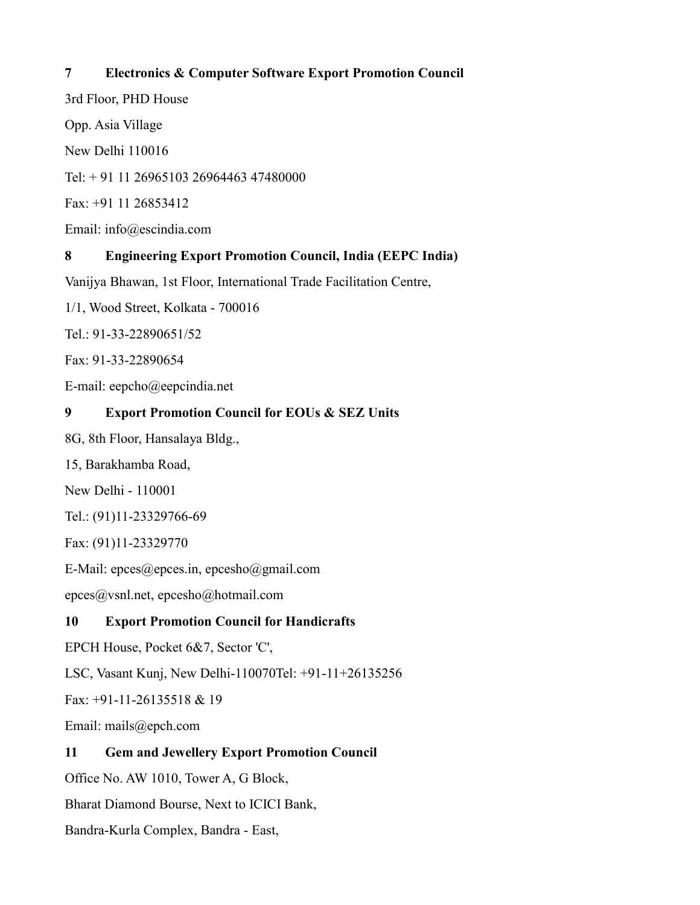**7 Electronics & Computer Software Export Promotion Council**

3rd Floor, PHD House

Opp. Asia Village

New Delhi 110016

Tel: + 91 11 26965103 26964463 47480000

Fax: +91 11 26853412

Email: info@escindia.com

**8 Engineering Export Promotion Council, India (EEPC India)**

Vanijya Bhawan, 1st Floor, International Trade Facilitation Centre,

1/1, Wood Street, Kolkata - 700016

Tel.: 91-33-22890651/52

Fax: 91-33-22890654

E-mail: eepcho@eepcindia.net

**9 Export Promotion Council for EOUs & SEZ Units**

8G, 8th Floor, Hansalaya Bldg.,

15, Barakhamba Road,

New Delhi - 110001

Tel.: (91)11-23329766-69

Fax: (91)11-23329770

E-Mail: epces@epces.in, epcesho@gmail.com

epces@vsnl.net, epcesho@hotmail.com

**10 Export Promotion Council for Handicrafts**

EPCH House, Pocket 6&7, Sector 'C',

LSC, Vasant Kunj, New Delhi-110070Tel: +91-11+26135256

Fax: +91-11-26135518 & 19

Email: mails@epch.com

**11 Gem and Jewellery Export Promotion Council**

Office No. AW 1010, Tower A, G Block,

Bharat Diamond Bourse, Next to ICICI Bank,

Bandra-Kurla Complex, Bandra - East,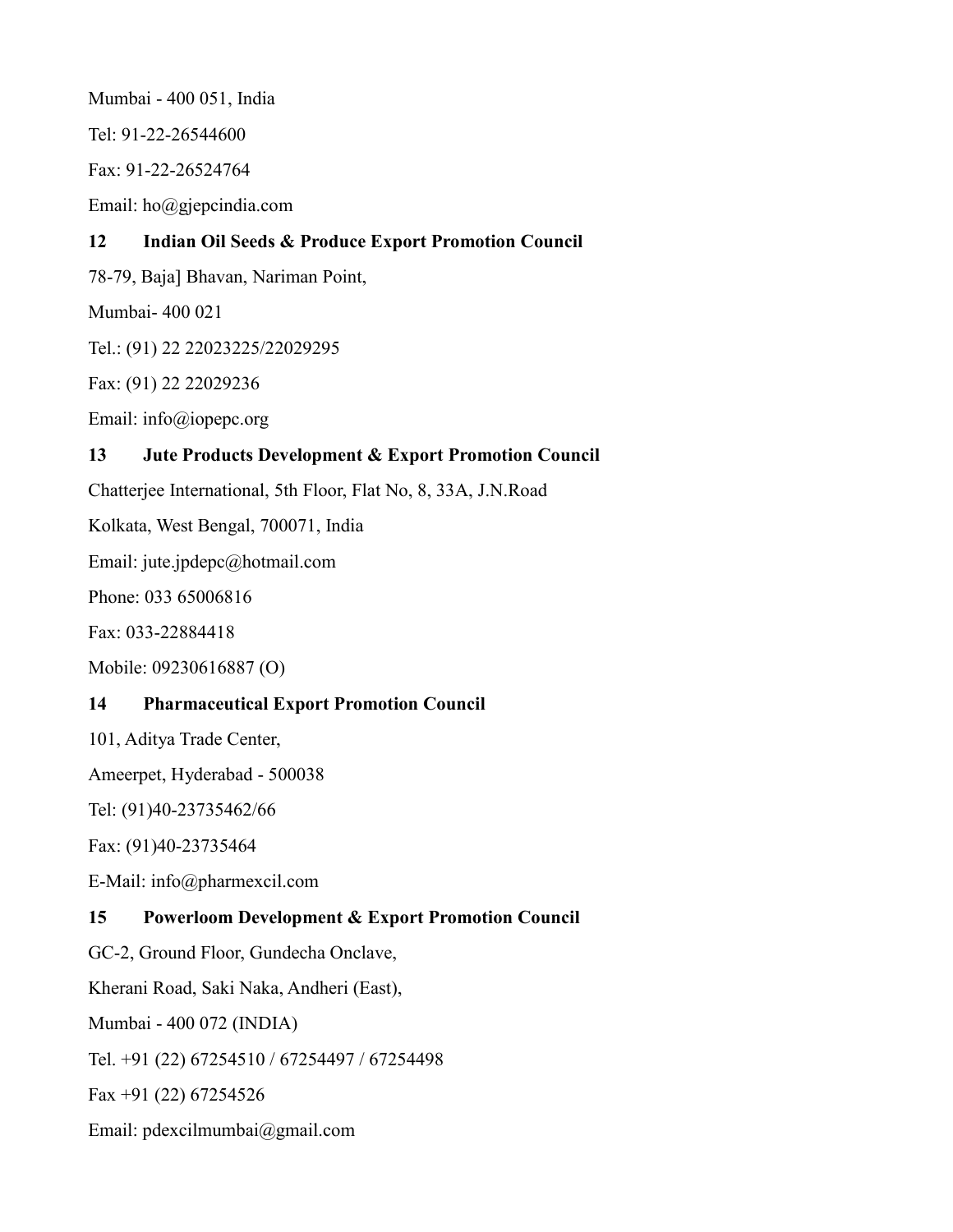Mumbai - 400 051, India

Tel: 91-22-26544600

Fax: 91-22-26524764

Email: ho@gjepcindia.com

**12 Indian Oil Seeds & Produce Export Promotion Council**

78-79, Baja] Bhavan, Nariman Point,

Mumbai- 400 021

Tel.: (91) 22 22023225/22029295

Fax: (91) 22 22029236

Email: info@iopepc.org

**13 Jute Products Development & Export Promotion Council**

Chatterjee International, 5th Floor, Flat No, 8, 33A, J.N.Road

Kolkata, West Bengal, 700071, India

Email: jute.jpdepc@hotmail.com

Phone: 033 65006816

Fax: 033-22884418

Mobile: 09230616887 (O)

**14 Pharmaceutical Export Promotion Council**

101, Aditya Trade Center,

Ameerpet, Hyderabad - 500038

Tel: (91)40-23735462/66

Fax: (91)40-23735464

E-Mail: info@pharmexcil.com

**15 Powerloom Development & Export Promotion Council**

GC-2, Ground Floor, Gundecha Onclave,

Kherani Road, Saki Naka, Andheri (East),

Mumbai - 400 072 (INDIA)

Tel. +91 (22) 67254510 / 67254497 / 67254498

Fax +91 (22) 67254526

Email: pdexcilmumbai@gmail.com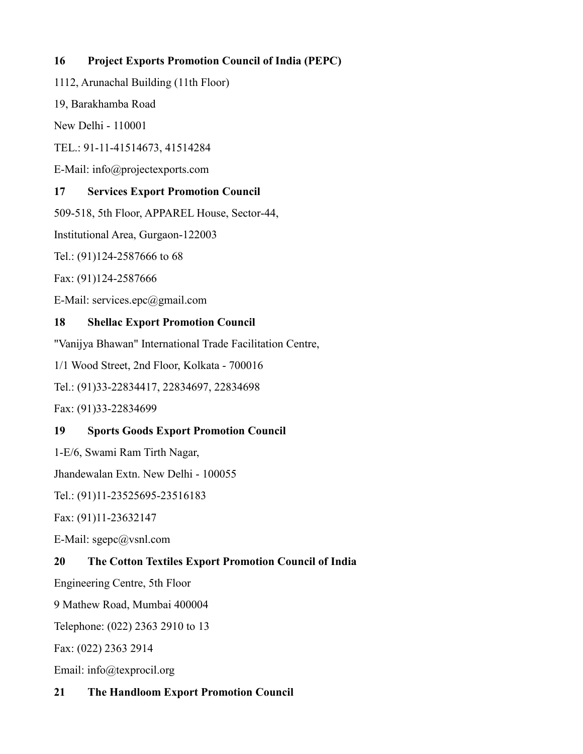**16 Project Exports Promotion Council of India (PEPC)**

1112, Arunachal Building (11th Floor)

19, Barakhamba Road

New Delhi - 110001

TEL.: 91-11-41514673, 41514284

E-Mail: info@projectexports.com

**17 Services Export Promotion Council**

509-518, 5th Floor, APPAREL House, Sector-44,

Institutional Area, Gurgaon-122003

Tel.: (91)124-2587666 to 68

Fax: (91)124-2587666

E-Mail: services.epc@gmail.com

**18 Shellac Export Promotion Council**

"Vanijya Bhawan" International Trade Facilitation Centre,

1/1 Wood Street, 2nd Floor, Kolkata - 700016

Tel.: (91)33-22834417, 22834697, 22834698

Fax: (91)33-22834699

**19 Sports Goods Export Promotion Council**

1-E/6, Swami Ram Tirth Nagar,

Jhandewalan Extn. New Delhi - 100055

Tel.: (91)11-23525695-23516183

Fax: (91)11-23632147

E-Mail: sgepc@vsnl.com

**20 The Cotton Textiles Export Promotion Council of India**

Engineering Centre, 5th Floor

9 Mathew Road, Mumbai 400004

Telephone: (022) 2363 2910 to 13

Fax: (022) 2363 2914

Email: info@texprocil.org

**21 The Handloom Export Promotion Council**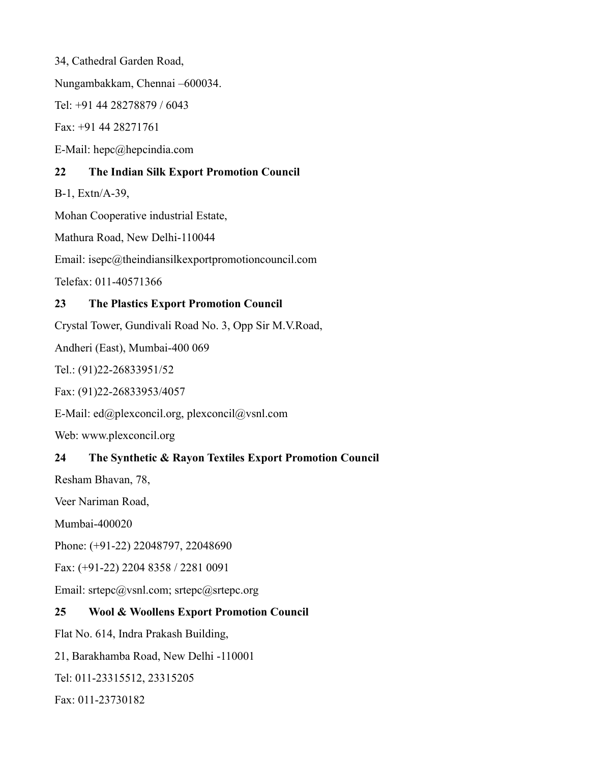34, Cathedral Garden Road,

Nungambakkam, Chennai –600034.

Tel: +91 44 28278879 / 6043

Fax: +91 44 28271761

E-Mail: hepc@hepcindia.com

**22 The Indian Silk Export Promotion Council**

B-1, Extn/A-39,

Mohan Cooperative industrial Estate,

Mathura Road, New Delhi-110044

Email: isepc@theindiansilkexportpromotioncouncil.com

Telefax: 011-40571366

**23 The Plastics Export Promotion Council**

Crystal Tower, Gundivali Road No. 3, Opp Sir M.V.Road,

Andheri (East), Mumbai-400 069

Tel.: (91)22-26833951/52

Fax: (91)22-26833953/4057

E-Mail: ed@plexconcil.org, plexconcil@vsnl.com

Web: www.plexconcil.org

**24 The Synthetic & Rayon Textiles Export Promotion Council**

Resham Bhavan, 78,

Veer Nariman Road,

Mumbai-400020

Phone: (+91-22) 22048797, 22048690

Fax: (+91-22) 2204 8358 / 2281 0091

Email: srtepc@vsnl.com; srtepc@srtepc.org

**25 Wool & Woollens Export Promotion Council**

Flat No. 614, Indra Prakash Building,

21, Barakhamba Road, New Delhi -110001

Tel: 011-23315512, 23315205

Fax: 011-23730182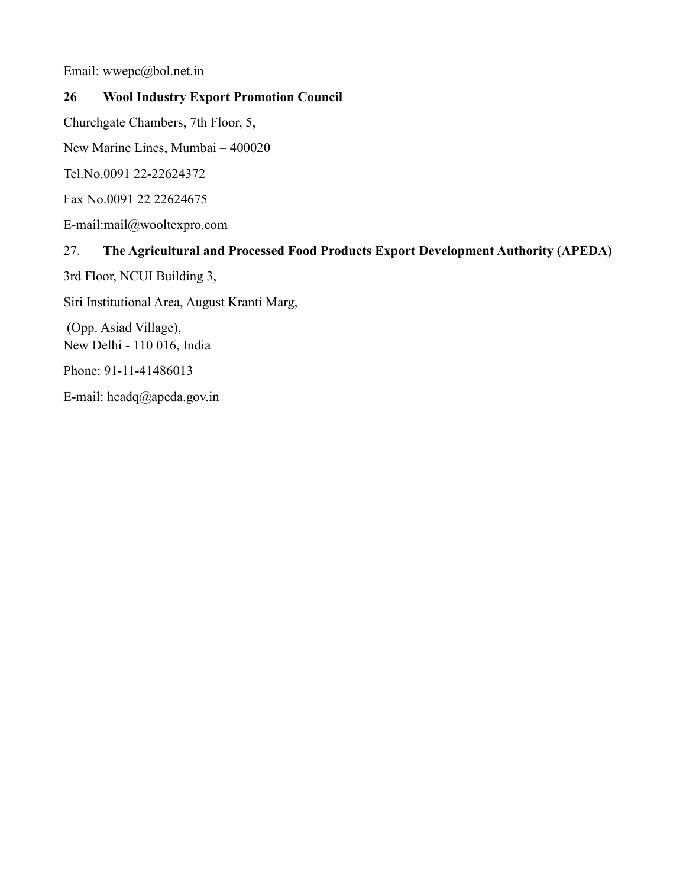Email: wwepc@bol.net.in

**26 Wool Industry Export Promotion Council**

Churchgate Chambers, 7th Floor, 5,

New Marine Lines, Mumbai – 400020

Tel.No.0091 22-22624372

Fax No.0091 22 22624675

E-mail:mail@wooltexpro.com

27. **The Agricultural and Processed Food Products Export Development Authority (APEDA)**

3rd Floor, NCUI Building 3,

Siri Institutional Area, August Kranti Marg,

(Opp. Asiad Village),
New Delhi - 110 016, India

Phone: 91-11-41486013

E-mail: headq@apeda.gov.in